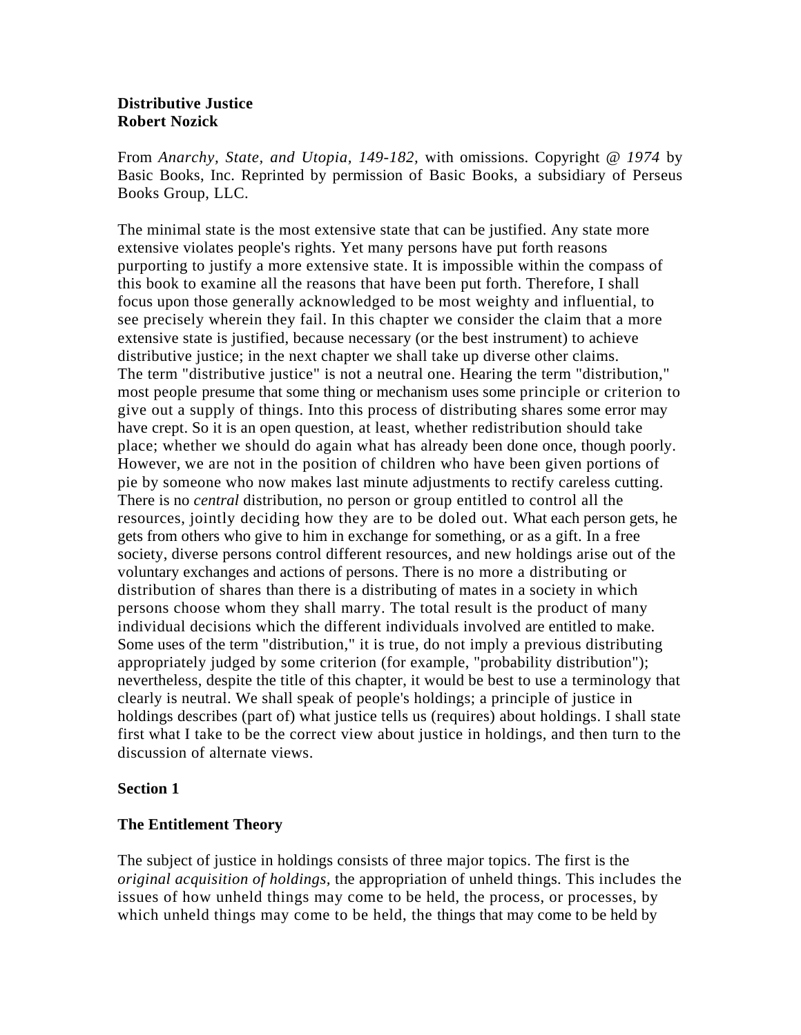**Distributive Justice**
**Robert Nozick**

From *Anarchy, State, and Utopia, 149-182,* with omissions. Copyright @ *1974* by Basic Books, Inc. Reprinted by permission of Basic Books, a subsidiary of Perseus Books Group, LLC.

The minimal state is the most extensive state that can be justified. Any state more extensive violates people's rights. Yet many persons have put forth reasons purporting to justify a more extensive state. It is impossible within the compass of this book to examine all the reasons that have been put forth. Therefore, I shall focus upon those generally acknowledged to be most weighty and influential, to see precisely wherein they fail. In this chapter we consider the claim that a more extensive state is justified, because necessary (or the best instrument) to achieve distributive justice; in the next chapter we shall take up diverse other claims. The term "distributive justice" is not a neutral one. Hearing the term "distribution," most people presume that some thing or mechanism uses some principle or criterion to give out a supply of things. Into this process of distributing shares some error may have crept. So it is an open question, at least, whether redistribution should take place; whether we should do again what has already been done once, though poorly. However, we are not in the position of children who have been given portions of pie by someone who now makes last minute adjustments to rectify careless cutting. There is no *central* distribution, no person or group entitled to control all the resources, jointly deciding how they are to be doled out. What each person gets, he gets from others who give to him in exchange for something, or as a gift. In a free society, diverse persons control different resources, and new holdings arise out of the voluntary exchanges and actions of persons. There is no more a distributing or distribution of shares than there is a distributing of mates in a society in which persons choose whom they shall marry. The total result is the product of many individual decisions which the different individuals involved are entitled to make. Some uses of the term "distribution," it is true, do not imply a previous distributing appropriately judged by some criterion (for example, "probability distribution"); nevertheless, despite the title of this chapter, it would be best to use a terminology that clearly is neutral. We shall speak of people's holdings; a principle of justice in holdings describes (part of) what justice tells us (requires) about holdings. I shall state first what I take to be the correct view about justice in holdings, and then turn to the discussion of alternate views.

## Section 1

### The Entitlement Theory

The subject of justice in holdings consists of three major topics. The first is the *original acquisition of holdings*, the appropriation of unheld things. This includes the issues of how unheld things may come to be held, the process, or processes, by which unheld things may come to be held, the things that may come to be held by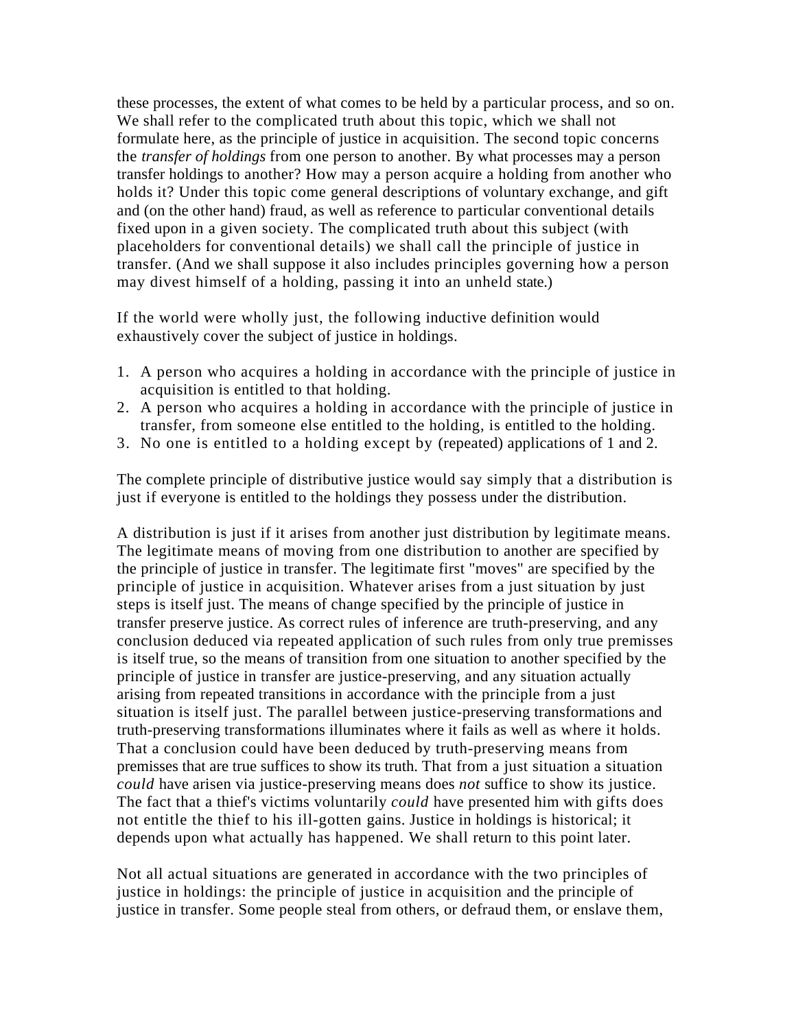these processes, the extent of what comes to be held by a particular process, and so on. We shall refer to the complicated truth about this topic, which we shall not formulate here, as the principle of justice in acquisition. The second topic concerns the *transfer of holdings* from one person to another. By what processes may a person transfer holdings to another? How may a person acquire a holding from another who holds it? Under this topic come general descriptions of voluntary exchange, and gift and (on the other hand) fraud, as well as reference to particular conventional details fixed upon in a given society. The complicated truth about this subject (with placeholders for conventional details) we shall call the principle of justice in transfer. (And we shall suppose it also includes principles governing how a person may divest himself of a holding, passing it into an unheld state.)

If the world were wholly just, the following inductive definition would exhaustively cover the subject of justice in holdings.

1. A person who acquires a holding in accordance with the principle of justice in acquisition is entitled to that holding.
2. A person who acquires a holding in accordance with the principle of justice in transfer, from someone else entitled to the holding, is entitled to the holding.
3. No one is entitled to a holding except by (repeated) applications of 1 and 2.

The complete principle of distributive justice would say simply that a distribution is just if everyone is entitled to the holdings they possess under the distribution.

A distribution is just if it arises from another just distribution by legitimate means. The legitimate means of moving from one distribution to another are specified by the principle of justice in transfer. The legitimate first "moves" are specified by the principle of justice in acquisition. Whatever arises from a just situation by just steps is itself just. The means of change specified by the principle of justice in transfer preserve justice. As correct rules of inference are truth-preserving, and any conclusion deduced via repeated application of such rules from only true premisses is itself true, so the means of transition from one situation to another specified by the principle of justice in transfer are justice-preserving, and any situation actually arising from repeated transitions in accordance with the principle from a just situation is itself just. The parallel between justice-preserving transformations and truth-preserving transformations illuminates where it fails as well as where it holds. That a conclusion could have been deduced by truth-preserving means from premisses that are true suffices to show its truth. That from a just situation a situation *could* have arisen via justice-preserving means does *not* suffice to show its justice. The fact that a thief's victims voluntarily *could* have presented him with gifts does not entitle the thief to his ill-gotten gains. Justice in holdings is historical; it depends upon what actually has happened. We shall return to this point later.

Not all actual situations are generated in accordance with the two principles of justice in holdings: the principle of justice in acquisition and the principle of justice in transfer. Some people steal from others, or defraud them, or enslave them,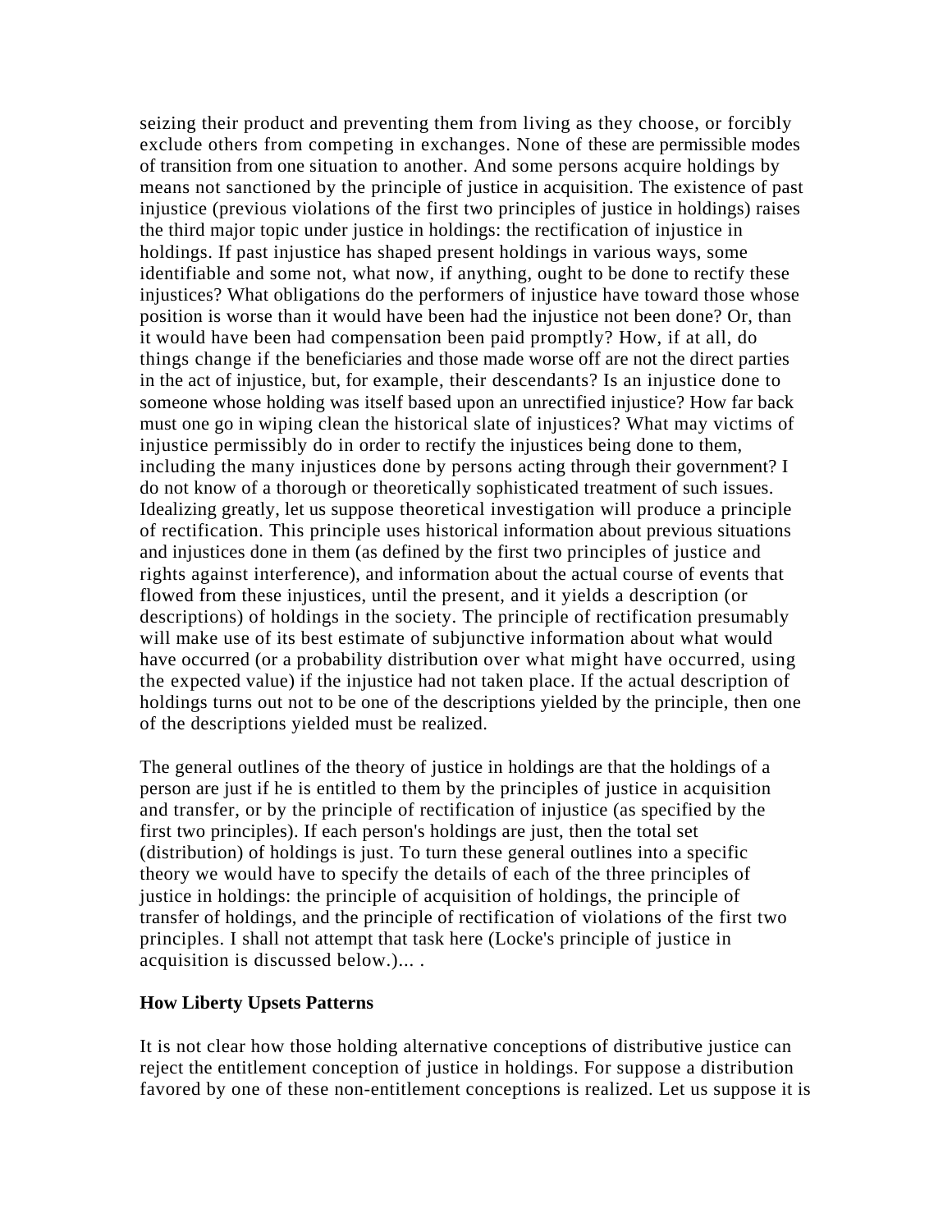seizing their product and preventing them from living as they choose, or forcibly exclude others from competing in exchanges. None of these are permissible modes of transition from one situation to another. And some persons acquire holdings by means not sanctioned by the principle of justice in acquisition. The existence of past injustice (previous violations of the first two principles of justice in holdings) raises the third major topic under justice in holdings: the rectification of injustice in holdings. If past injustice has shaped present holdings in various ways, some identifiable and some not, what now, if anything, ought to be done to rectify these injustices? What obligations do the performers of injustice have toward those whose position is worse than it would have been had the injustice not been done? Or, than it would have been had compensation been paid promptly? How, if at all, do things change if the beneficiaries and those made worse off are not the direct parties in the act of injustice, but, for example, their descendants? Is an injustice done to someone whose holding was itself based upon an unrectified injustice? How far back must one go in wiping clean the historical slate of injustices? What may victims of injustice permissibly do in order to rectify the injustices being done to them, including the many injustices done by persons acting through their government? I do not know of a thorough or theoretically sophisticated treatment of such issues. Idealizing greatly, let us suppose theoretical investigation will produce a principle of rectification. This principle uses historical information about previous situations and injustices done in them (as defined by the first two principles of justice and rights against interference), and information about the actual course of events that flowed from these injustices, until the present, and it yields a description (or descriptions) of holdings in the society. The principle of rectification presumably will make use of its best estimate of subjunctive information about what would have occurred (or a probability distribution over what might have occurred, using the expected value) if the injustice had not taken place. If the actual description of holdings turns out not to be one of the descriptions yielded by the principle, then one of the descriptions yielded must be realized.

The general outlines of the theory of justice in holdings are that the holdings of a person are just if he is entitled to them by the principles of justice in acquisition and transfer, or by the principle of rectification of injustice (as specified by the first two principles). If each person's holdings are just, then the total set (distribution) of holdings is just. To turn these general outlines into a specific theory we would have to specify the details of each of the three principles of justice in holdings: the principle of acquisition of holdings, the principle of transfer of holdings, and the principle of rectification of violations of the first two principles. I shall not attempt that task here (Locke's principle of justice in acquisition is discussed below.)... .

**How Liberty Upsets Patterns**

It is not clear how those holding alternative conceptions of distributive justice can reject the entitlement conception of justice in holdings. For suppose a distribution favored by one of these non-entitlement conceptions is realized. Let us suppose it is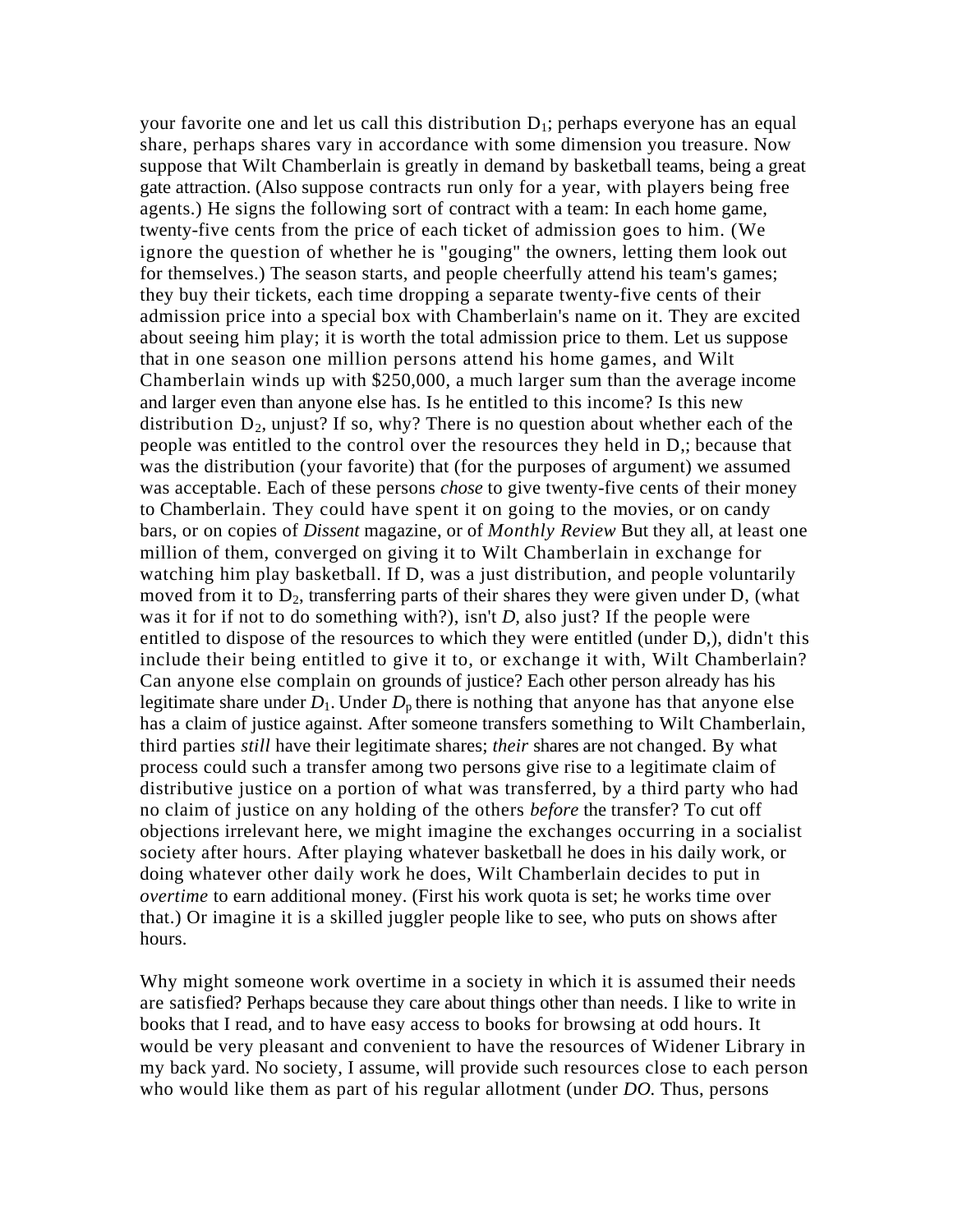your favorite one and let us call this distribution $D_1$; perhaps everyone has an equal share, perhaps shares vary in accordance with some dimension you treasure. Now suppose that Wilt Chamberlain is greatly in demand by basketball teams, being a great gate attraction. (Also suppose contracts run only for a year, with players being free agents.) He signs the following sort of contract with a team: In each home game, twenty-five cents from the price of each ticket of admission goes to him. (We ignore the question of whether he is "gouging" the owners, letting them look out for themselves.) The season starts, and people cheerfully attend his team's games; they buy their tickets, each time dropping a separate twenty-five cents of their admission price into a special box with Chamberlain's name on it. They are excited about seeing him play; it is worth the total admission price to them. Let us suppose that in one season one million persons attend his home games, and Wilt Chamberlain winds up with $250,000, a much larger sum than the average income and larger even than anyone else has. Is he entitled to this income? Is this new distribution $D_2$, unjust? If so, why? There is no question about whether each of the people was entitled to the control over the resources they held in D,; because that was the distribution (your favorite) that (for the purposes of argument) we assumed was acceptable. Each of these persons *chose* to give twenty-five cents of their money to Chamberlain. They could have spent it on going to the movies, or on candy bars, or on copies of *Dissent* magazine, or of *Monthly Review* But they all, at least one million of them, converged on giving it to Wilt Chamberlain in exchange for watching him play basketball. If D, was a just distribution, and people voluntarily moved from it to $D_2$, transferring parts of their shares they were given under D, (what was it for if not to do something with?), isn't *D*, also just? If the people were entitled to dispose of the resources to which they were entitled (under D,), didn't this include their being entitled to give it to, or exchange it with, Wilt Chamberlain? Can anyone else complain on grounds of justice? Each other person already has his legitimate share under $D_1$. Under $D_p$ there is nothing that anyone has that anyone else has a claim of justice against. After someone transfers something to Wilt Chamberlain, third parties *still* have their legitimate shares; *their* shares are not changed. By what process could such a transfer among two persons give rise to a legitimate claim of distributive justice on a portion of what was transferred, by a third party who had no claim of justice on any holding of the others *before* the transfer? To cut off objections irrelevant here, we might imagine the exchanges occurring in a socialist society after hours. After playing whatever basketball he does in his daily work, or doing whatever other daily work he does, Wilt Chamberlain decides to put in *overtime* to earn additional money. (First his work quota is set; he works time over that.) Or imagine it is a skilled juggler people like to see, who puts on shows after hours.

Why might someone work overtime in a society in which it is assumed their needs are satisfied? Perhaps because they care about things other than needs. I like to write in books that I read, and to have easy access to books for browsing at odd hours. It would be very pleasant and convenient to have the resources of Widener Library in my back yard. No society, I assume, will provide such resources close to each person who would like them as part of his regular allotment (under *DO.* Thus, persons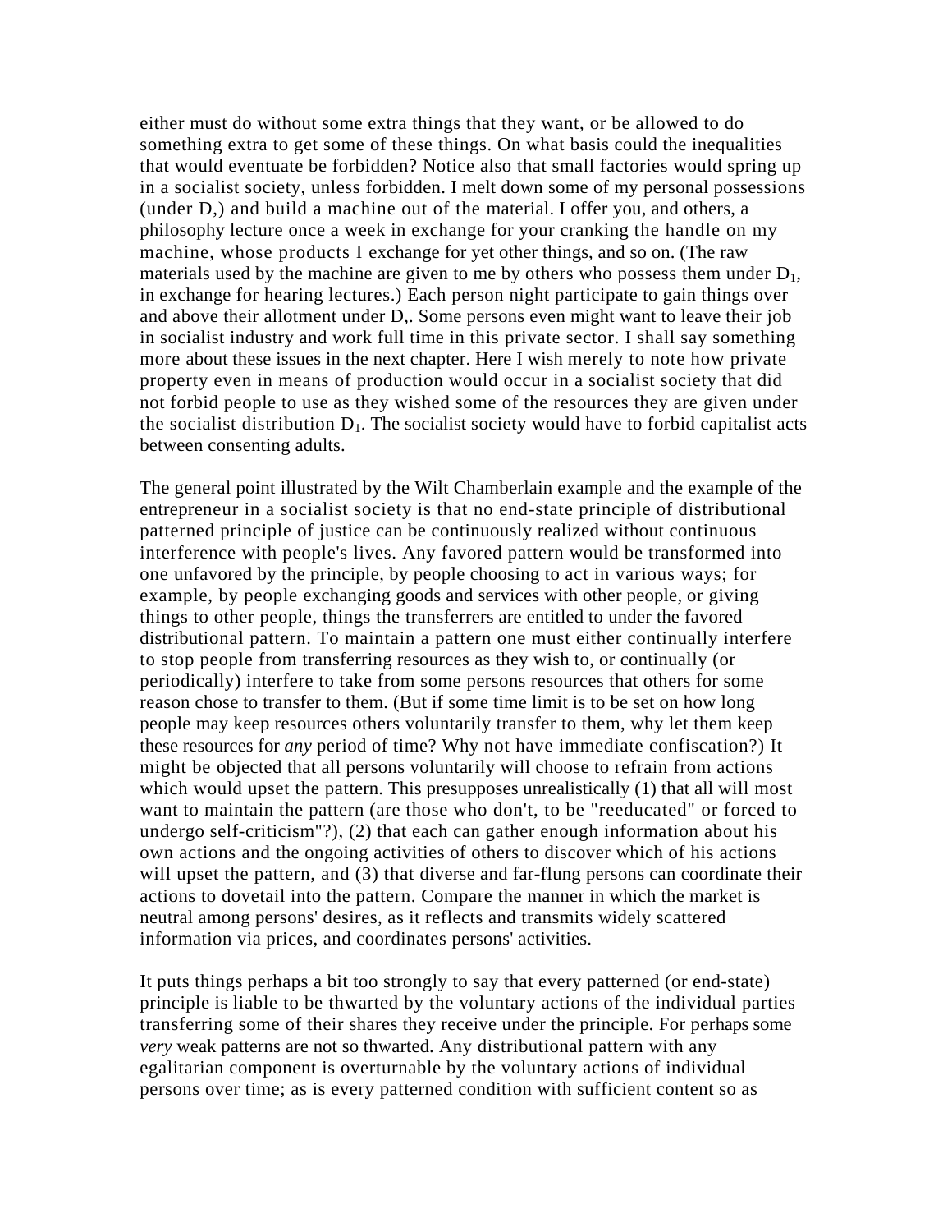either must do without some extra things that they want, or be allowed to do something extra to get some of these things. On what basis could the inequalities that would eventuate be forbidden? Notice also that small factories would spring up in a socialist society, unless forbidden. I melt down some of my personal possessions (under D,) and build a machine out of the material. I offer you, and others, a philosophy lecture once a week in exchange for your cranking the handle on my machine, whose products I exchange for yet other things, and so on. (The raw materials used by the machine are given to me by others who possess them under $D_1$, in exchange for hearing lectures.) Each person night participate to gain things over and above their allotment under D,. Some persons even might want to leave their job in socialist industry and work full time in this private sector. I shall say something more about these issues in the next chapter. Here I wish merely to note how private property even in means of production would occur in a socialist society that did not forbid people to use as they wished some of the resources they are given under the socialist distribution $D_1$. The socialist society would have to forbid capitalist acts between consenting adults.

The general point illustrated by the Wilt Chamberlain example and the example of the entrepreneur in a socialist society is that no end-state principle of distributional patterned principle of justice can be continuously realized without continuous interference with people's lives. Any favored pattern would be transformed into one unfavored by the principle, by people choosing to act in various ways; for example, by people exchanging goods and services with other people, or giving things to other people, things the transferrers are entitled to under the favored distributional pattern. To maintain a pattern one must either continually interfere to stop people from transferring resources as they wish to, or continually (or periodically) interfere to take from some persons resources that others for some reason chose to transfer to them. (But if some time limit is to be set on how long people may keep resources others voluntarily transfer to them, why let them keep these resources for *any* period of time? Why not have immediate confiscation?) It might be objected that all persons voluntarily will choose to refrain from actions which would upset the pattern. This presupposes unrealistically (1) that all will most want to maintain the pattern (are those who don't, to be "reeducated" or forced to undergo self-criticism"?), (2) that each can gather enough information about his own actions and the ongoing activities of others to discover which of his actions will upset the pattern, and (3) that diverse and far-flung persons can coordinate their actions to dovetail into the pattern. Compare the manner in which the market is neutral among persons' desires, as it reflects and transmits widely scattered information via prices, and coordinates persons' activities.

It puts things perhaps a bit too strongly to say that every patterned (or end-state) principle is liable to be thwarted by the voluntary actions of the individual parties transferring some of their shares they receive under the principle. For perhaps some *very* weak patterns are not so thwarted. Any distributional pattern with any egalitarian component is overturnable by the voluntary actions of individual persons over time; as is every patterned condition with sufficient content so as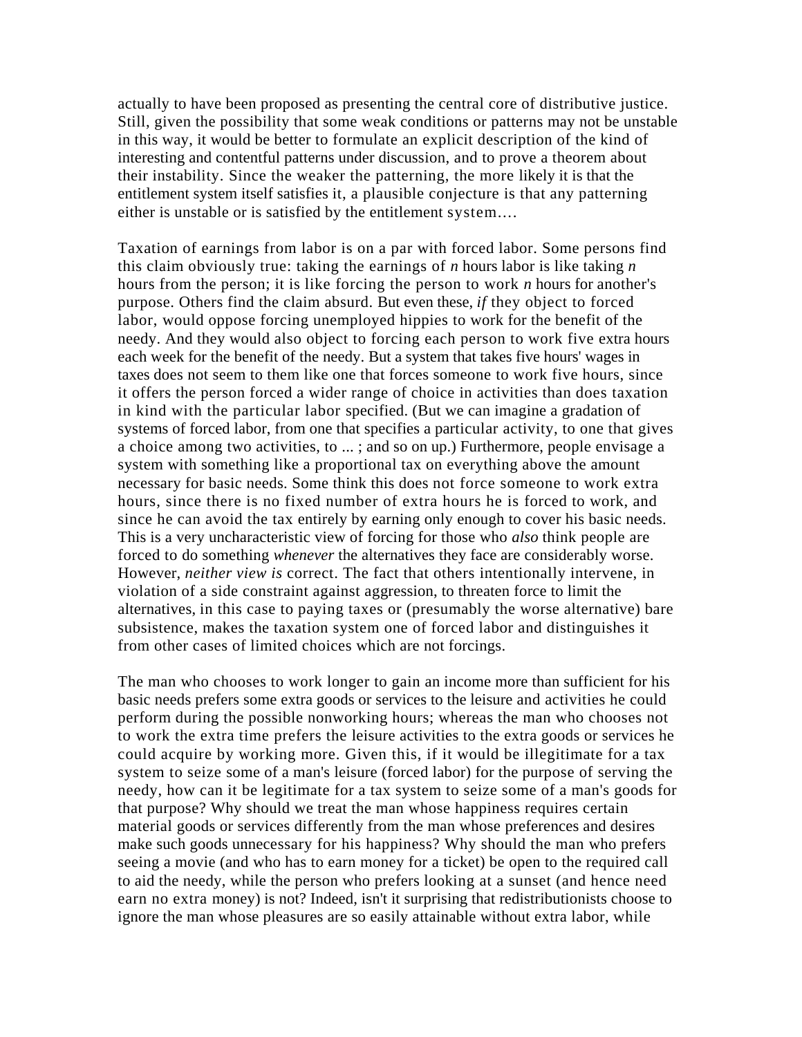actually to have been proposed as presenting the central core of distributive justice. Still, given the possibility that some weak conditions or patterns may not be unstable in this way, it would be better to formulate an explicit description of the kind of interesting and contentful patterns under discussion, and to prove a theorem about their instability. Since the weaker the patterning, the more likely it is that the entitlement system itself satisfies it, a plausible conjecture is that any patterning either is unstable or is satisfied by the entitlement system….

Taxation of earnings from labor is on a par with forced labor. Some persons find this claim obviously true: taking the earnings of *n* hours labor is like taking *n* hours from the person; it is like forcing the person to work *n* hours for another's purpose. Others find the claim absurd. But even these, *if* they object to forced labor, would oppose forcing unemployed hippies to work for the benefit of the needy. And they would also object to forcing each person to work five extra hours each week for the benefit of the needy. But a system that takes five hours' wages in taxes does not seem to them like one that forces someone to work five hours, since it offers the person forced a wider range of choice in activities than does taxation in kind with the particular labor specified. (But we can imagine a gradation of systems of forced labor, from one that specifies a particular activity, to one that gives a choice among two activities, to ... ; and so on up.) Furthermore, people envisage a system with something like a proportional tax on everything above the amount necessary for basic needs. Some think this does not force someone to work extra hours, since there is no fixed number of extra hours he is forced to work, and since he can avoid the tax entirely by earning only enough to cover his basic needs. This is a very uncharacteristic view of forcing for those who *also* think people are forced to do something *whenever* the alternatives they face are considerably worse. However, *neither view is* correct. The fact that others intentionally intervene, in violation of a side constraint against aggression, to threaten force to limit the alternatives, in this case to paying taxes or (presumably the worse alternative) bare subsistence, makes the taxation system one of forced labor and distinguishes it from other cases of limited choices which are not forcings.

The man who chooses to work longer to gain an income more than sufficient for his basic needs prefers some extra goods or services to the leisure and activities he could perform during the possible nonworking hours; whereas the man who chooses not to work the extra time prefers the leisure activities to the extra goods or services he could acquire by working more. Given this, if it would be illegitimate for a tax system to seize some of a man's leisure (forced labor) for the purpose of serving the needy, how can it be legitimate for a tax system to seize some of a man's goods for that purpose? Why should we treat the man whose happiness requires certain material goods or services differently from the man whose preferences and desires make such goods unnecessary for his happiness? Why should the man who prefers seeing a movie (and who has to earn money for a ticket) be open to the required call to aid the needy, while the person who prefers looking at a sunset (and hence need earn no extra money) is not? Indeed, isn't it surprising that redistributionists choose to ignore the man whose pleasures are so easily attainable without extra labor, while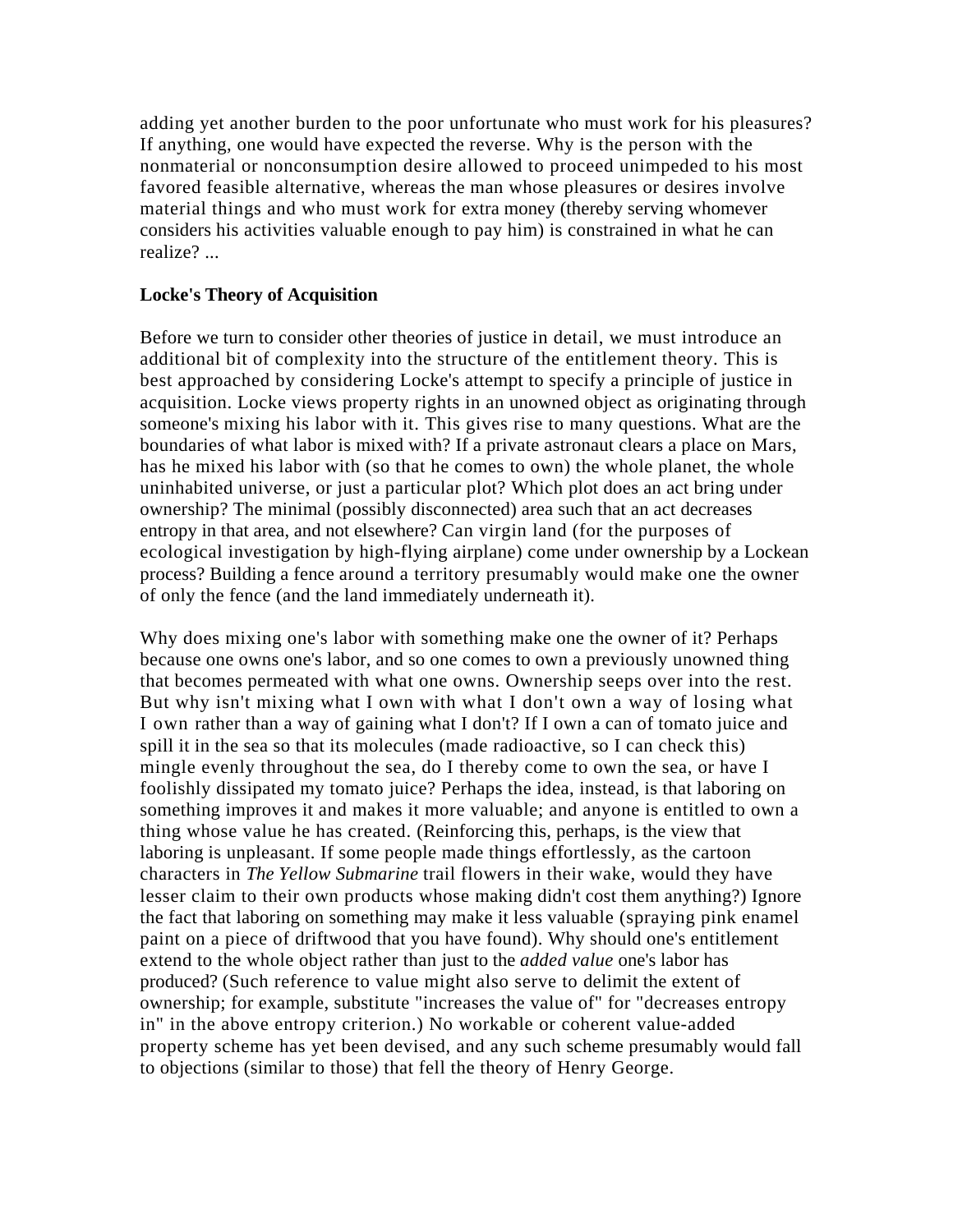adding yet another burden to the poor unfortunate who must work for his pleasures? If anything, one would have expected the reverse. Why is the person with the nonmaterial or nonconsumption desire allowed to proceed unimpeded to his most favored feasible alternative, whereas the man whose pleasures or desires involve material things and who must work for extra money (thereby serving whomever considers his activities valuable enough to pay him) is constrained in what he can realize? ...

**Locke's Theory of Acquisition**

Before we turn to consider other theories of justice in detail, we must introduce an additional bit of complexity into the structure of the entitlement theory. This is best approached by considering Locke's attempt to specify a principle of justice in acquisition. Locke views property rights in an unowned object as originating through someone's mixing his labor with it. This gives rise to many questions. What are the boundaries of what labor is mixed with? If a private astronaut clears a place on Mars, has he mixed his labor with (so that he comes to own) the whole planet, the whole uninhabited universe, or just a particular plot? Which plot does an act bring under ownership? The minimal (possibly disconnected) area such that an act decreases entropy in that area, and not elsewhere? Can virgin land (for the purposes of ecological investigation by high-flying airplane) come under ownership by a Lockean process? Building a fence around a territory presumably would make one the owner of only the fence (and the land immediately underneath it).

Why does mixing one's labor with something make one the owner of it? Perhaps because one owns one's labor, and so one comes to own a previously unowned thing that becomes permeated with what one owns. Ownership seeps over into the rest. But why isn't mixing what I own with what I don't own a way of losing what I own rather than a way of gaining what I don't? If I own a can of tomato juice and spill it in the sea so that its molecules (made radioactive, so I can check this) mingle evenly throughout the sea, do I thereby come to own the sea, or have I foolishly dissipated my tomato juice? Perhaps the idea, instead, is that laboring on something improves it and makes it more valuable; and anyone is entitled to own a thing whose value he has created. (Reinforcing this, perhaps, is the view that laboring is unpleasant. If some people made things effortlessly, as the cartoon characters in *The Yellow Submarine* trail flowers in their wake, would they have lesser claim to their own products whose making didn't cost them anything?) Ignore the fact that laboring on something may make it less valuable (spraying pink enamel paint on a piece of driftwood that you have found). Why should one's entitlement extend to the whole object rather than just to the *added value* one's labor has produced? (Such reference to value might also serve to delimit the extent of ownership; for example, substitute "increases the value of" for "decreases entropy in" in the above entropy criterion.) No workable or coherent value-added property scheme has yet been devised, and any such scheme presumably would fall to objections (similar to those) that fell the theory of Henry George.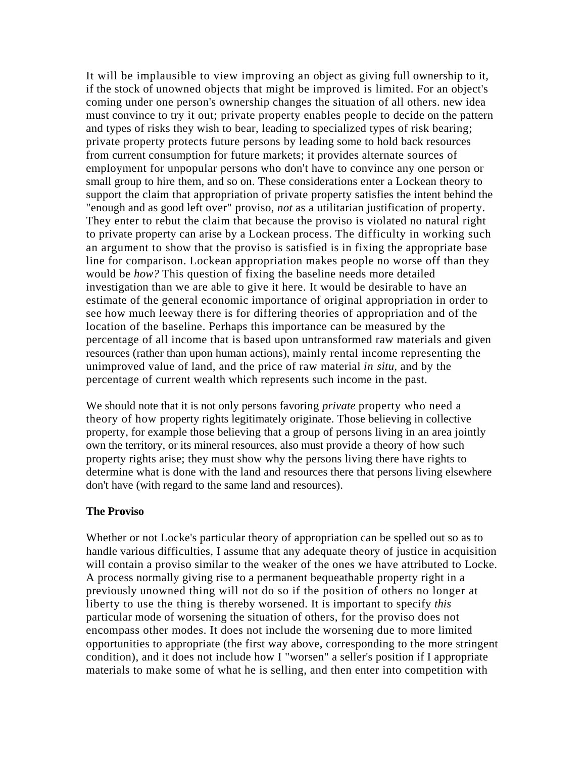It will be implausible to view improving an object as giving full ownership to it, if the stock of unowned objects that might be improved is limited. For an object's coming under one person's ownership changes the situation of all others. new idea must convince to try it out; private property enables people to decide on the pattern and types of risks they wish to bear, leading to specialized types of risk bearing; private property protects future persons by leading some to hold back resources from current consumption for future markets; it provides alternate sources of employment for unpopular persons who don't have to convince any one person or small group to hire them, and so on. These considerations enter a Lockean theory to support the claim that appropriation of private property satisfies the intent behind the "enough and as good left over" proviso, *not* as a utilitarian justification of property. They enter to rebut the claim that because the proviso is violated no natural right to private property can arise by a Lockean process. The difficulty in working such an argument to show that the proviso is satisfied is in fixing the appropriate base line for comparison. Lockean appropriation makes people no worse off than they would be *how?* This question of fixing the baseline needs more detailed investigation than we are able to give it here. It would be desirable to have an estimate of the general economic importance of original appropriation in order to see how much leeway there is for differing theories of appropriation and of the location of the baseline. Perhaps this importance can be measured by the percentage of all income that is based upon untransformed raw materials and given resources (rather than upon human actions), mainly rental income representing the unimproved value of land, and the price of raw material *in situ*, and by the percentage of current wealth which represents such income in the past.

We should note that it is not only persons favoring *private* property who need a theory of how property rights legitimately originate. Those believing in collective property, for example those believing that a group of persons living in an area jointly own the territory, or its mineral resources, also must provide a theory of how such property rights arise; they must show why the persons living there have rights to determine what is done with the land and resources there that persons living elsewhere don't have (with regard to the same land and resources).

### The Proviso

Whether or not Locke's particular theory of appropriation can be spelled out so as to handle various difficulties, I assume that any adequate theory of justice in acquisition will contain a proviso similar to the weaker of the ones we have attributed to Locke. A process normally giving rise to a permanent bequeathable property right in a previously unowned thing will not do so if the position of others no longer at liberty to use the thing is thereby worsened. It is important to specify *this* particular mode of worsening the situation of others, for the proviso does not encompass other modes. It does not include the worsening due to more limited opportunities to appropriate (the first way above, corresponding to the more stringent condition), and it does not include how I "worsen" a seller's position if I appropriate materials to make some of what he is selling, and then enter into competition with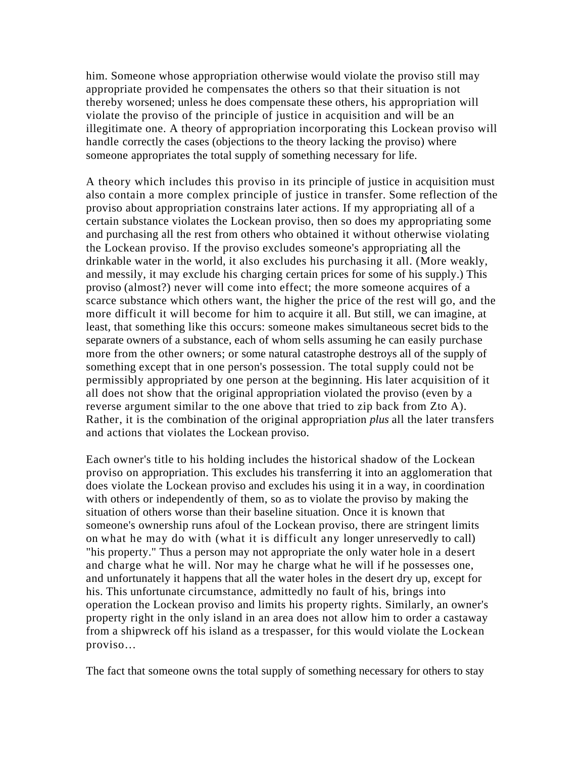him. Someone whose appropriation otherwise would violate the proviso still may appropriate provided he compensates the others so that their situation is not thereby worsened; unless he does compensate these others, his appropriation will violate the proviso of the principle of justice in acquisition and will be an illegitimate one. A theory of appropriation incorporating this Lockean proviso will handle correctly the cases (objections to the theory lacking the proviso) where someone appropriates the total supply of something necessary for life.

A theory which includes this proviso in its principle of justice in acquisition must also contain a more complex principle of justice in transfer. Some reflection of the proviso about appropriation constrains later actions. If my appropriating all of a certain substance violates the Lockean proviso, then so does my appropriating some and purchasing all the rest from others who obtained it without otherwise violating the Lockean proviso. If the proviso excludes someone's appropriating all the drinkable water in the world, it also excludes his purchasing it all. (More weakly, and messily, it may exclude his charging certain prices for some of his supply.) This proviso (almost?) never will come into effect; the more someone acquires of a scarce substance which others want, the higher the price of the rest will go, and the more difficult it will become for him to acquire it all. But still, we can imagine, at least, that something like this occurs: someone makes simultaneous secret bids to the separate owners of a substance, each of whom sells assuming he can easily purchase more from the other owners; or some natural catastrophe destroys all of the supply of something except that in one person's possession. The total supply could not be permissibly appropriated by one person at the beginning. His later acquisition of it all does not show that the original appropriation violated the proviso (even by a reverse argument similar to the one above that tried to zip back from Zto A). Rather, it is the combination of the original appropriation *plus* all the later transfers and actions that violates the Lockean proviso.

Each owner's title to his holding includes the historical shadow of the Lockean proviso on appropriation. This excludes his transferring it into an agglomeration that does violate the Lockean proviso and excludes his using it in a way, in coordination with others or independently of them, so as to violate the proviso by making the situation of others worse than their baseline situation. Once it is known that someone's ownership runs afoul of the Lockean proviso, there are stringent limits on what he may do with (what it is difficult any longer unreservedly to call) "his property." Thus a person may not appropriate the only water hole in a desert and charge what he will. Nor may he charge what he will if he possesses one, and unfortunately it happens that all the water holes in the desert dry up, except for his. This unfortunate circumstance, admittedly no fault of his, brings into operation the Lockean proviso and limits his property rights. Similarly, an owner's property right in the only island in an area does not allow him to order a castaway from a shipwreck off his island as a trespasser, for this would violate the Lockean proviso…

The fact that someone owns the total supply of something necessary for others to stay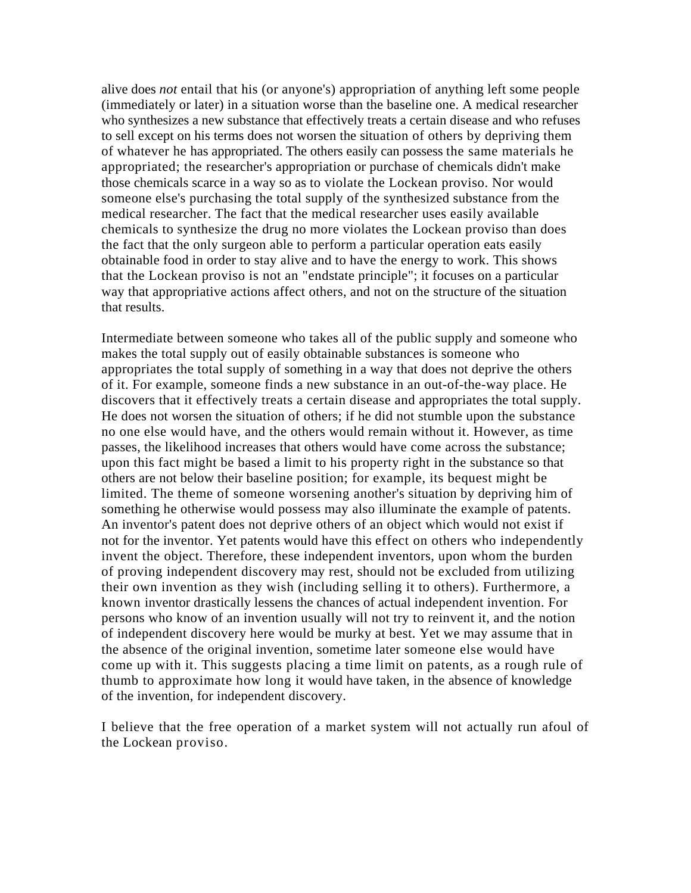alive does *not* entail that his (or anyone's) appropriation of anything left some people (immediately or later) in a situation worse than the baseline one. A medical researcher who synthesizes a new substance that effectively treats a certain disease and who refuses to sell except on his terms does not worsen the situation of others by depriving them of whatever he has appropriated. The others easily can possess the same materials he appropriated; the researcher's appropriation or purchase of chemicals didn't make those chemicals scarce in a way so as to violate the Lockean proviso. Nor would someone else's purchasing the total supply of the synthesized substance from the medical researcher. The fact that the medical researcher uses easily available chemicals to synthesize the drug no more violates the Lockean proviso than does the fact that the only surgeon able to perform a particular operation eats easily obtainable food in order to stay alive and to have the energy to work. This shows that the Lockean proviso is not an "endstate principle"; it focuses on a particular way that appropriative actions affect others, and not on the structure of the situation that results.

Intermediate between someone who takes all of the public supply and someone who makes the total supply out of easily obtainable substances is someone who appropriates the total supply of something in a way that does not deprive the others of it. For example, someone finds a new substance in an out-of-the-way place. He discovers that it effectively treats a certain disease and appropriates the total supply. He does not worsen the situation of others; if he did not stumble upon the substance no one else would have, and the others would remain without it. However, as time passes, the likelihood increases that others would have come across the substance; upon this fact might be based a limit to his property right in the substance so that others are not below their baseline position; for example, its bequest might be limited. The theme of someone worsening another's situation by depriving him of something he otherwise would possess may also illuminate the example of patents. An inventor's patent does not deprive others of an object which would not exist if not for the inventor. Yet patents would have this effect on others who independently invent the object. Therefore, these independent inventors, upon whom the burden of proving independent discovery may rest, should not be excluded from utilizing their own invention as they wish (including selling it to others). Furthermore, a known inventor drastically lessens the chances of actual independent invention. For persons who know of an invention usually will not try to reinvent it, and the notion of independent discovery here would be murky at best. Yet we may assume that in the absence of the original invention, sometime later someone else would have come up with it. This suggests placing a time limit on patents, as a rough rule of thumb to approximate how long it would have taken, in the absence of knowledge of the invention, for independent discovery.

I believe that the free operation of a market system will not actually run afoul of the Lockean proviso.